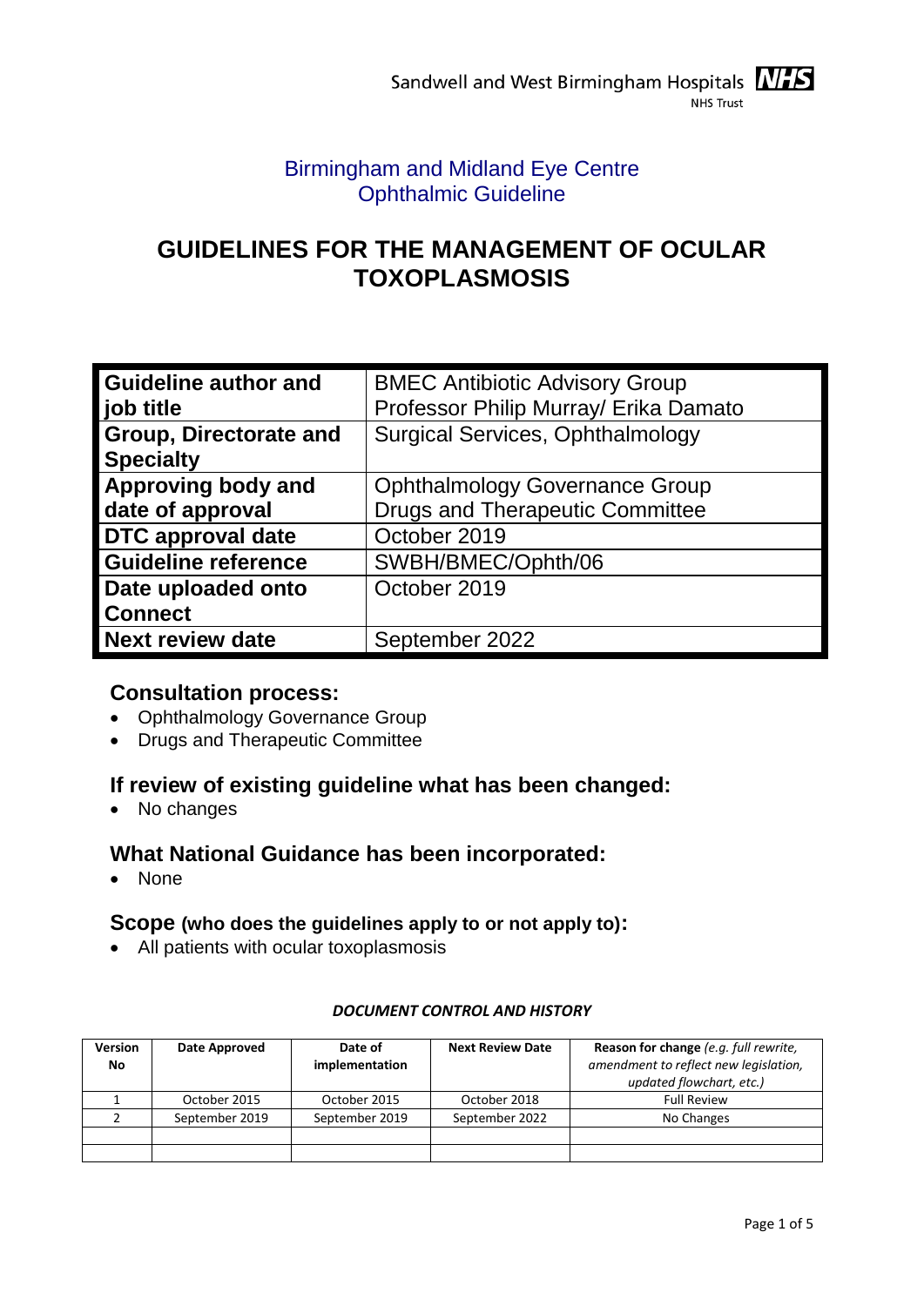Sandwell and West Birmingham Hospitals NHS Trust

Birmingham and Midland Eye Centre
Ophthalmic Guideline

# GUIDELINES FOR THE MANAGEMENT OF OCULAR TOXOPLASMOSIS

| | |
|---|---|
| **Guideline author and job title** | BMEC Antibiotic Advisory Group<br>Professor Philip Murray/ Erika Damato |
| **Group, Directorate and Specialty** | Surgical Services, Ophthalmology |
| **Approving body and date of approval** | Ophthalmology Governance Group<br>Drugs and Therapeutic Committee |
| **DTC approval date** | October 2019 |
| **Guideline reference** | SWBH/BMEC/Ophth/06 |
| **Date uploaded onto Connect** | October 2019 |
| **Next review date** | September 2022 |

## Consultation process:

- Ophthalmology Governance Group
- Drugs and Therapeutic Committee

## If review of existing guideline what has been changed:

- No changes

## What National Guidance has been incorporated:

- None

## Scope (who does the guidelines apply to or not apply to):

- All patients with ocular toxoplasmosis

***DOCUMENT CONTROL AND HISTORY***

| Version No | Date Approved | Date of implementation | Next Review Date | Reason for change *(e.g. full rewrite, amendment to reflect new legislation, updated flowchart, etc.)* |
|---|---|---|---|---|
| 1 | October 2015 | October 2015 | October 2018 | Full Review |
| 2 | September 2019 | September 2019 | September 2022 | No Changes |
| | | | | |
| | | | | |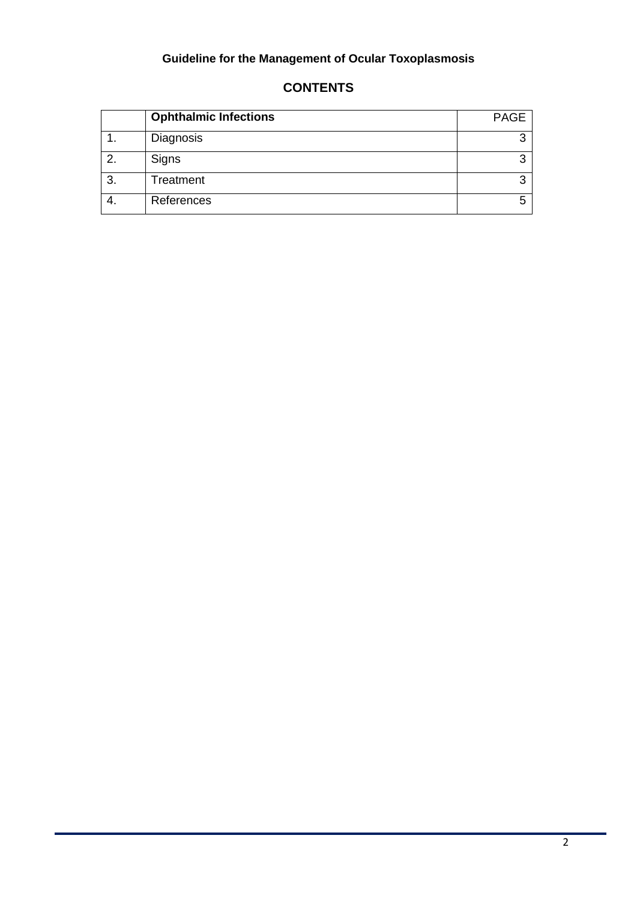**Guideline for the Management of Ocular Toxoplasmosis**

## CONTENTS

| | **Ophthalmic Infections** | PAGE |
|---|---|---|
| 1. | Diagnosis | 3 |
| 2. | Signs | 3 |
| 3. | Treatment | 3 |
| 4. | References | 5 |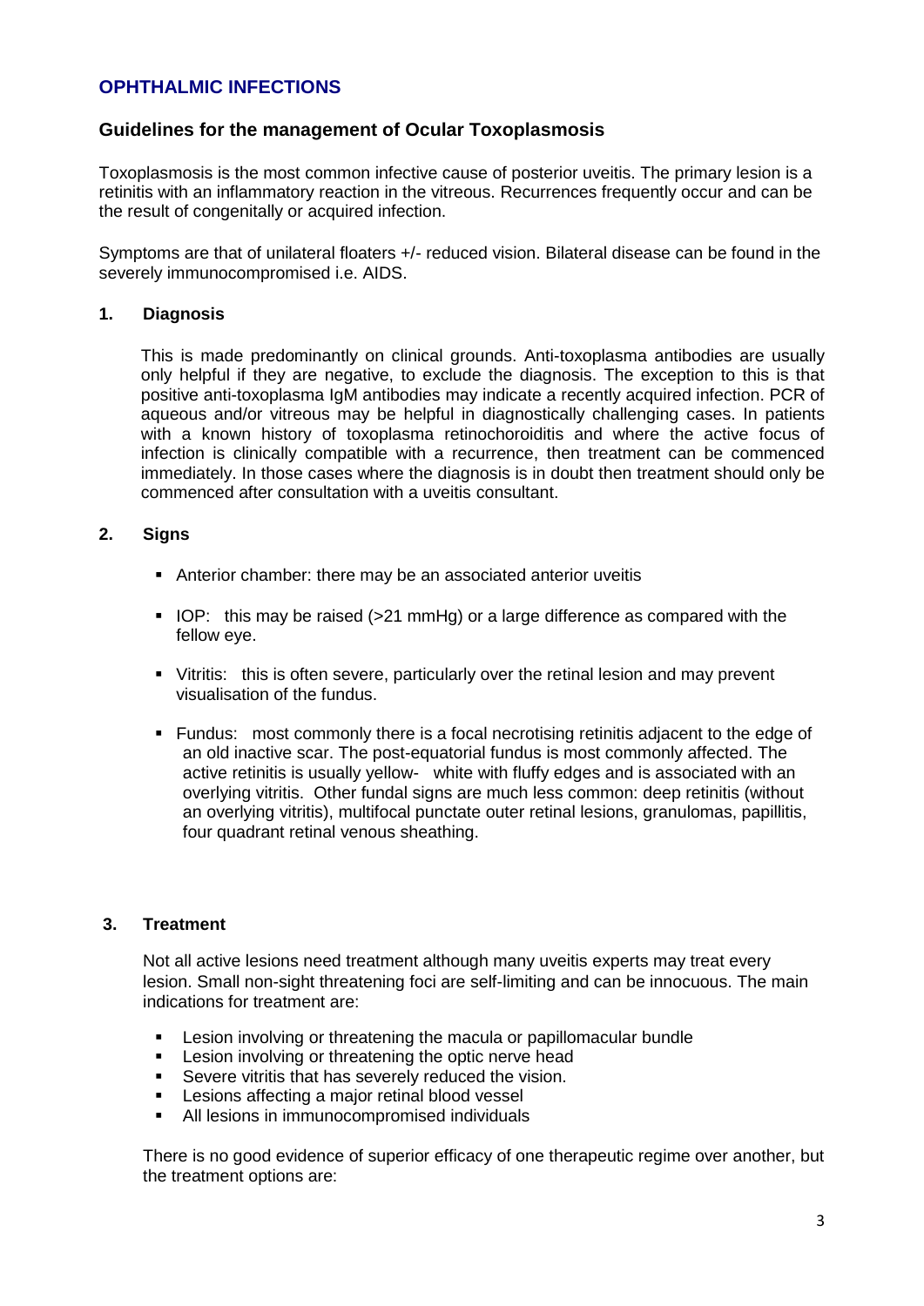## OPHTHALMIC INFECTIONS

### Guidelines for the management of Ocular Toxoplasmosis

Toxoplasmosis is the most common infective cause of posterior uveitis. The primary lesion is a retinitis with an inflammatory reaction in the vitreous. Recurrences frequently occur and can be the result of congenitally or acquired infection.

Symptoms are that of unilateral floaters +/- reduced vision. Bilateral disease can be found in the severely immunocompromised i.e. AIDS.

#### 1. Diagnosis

This is made predominantly on clinical grounds. Anti-toxoplasma antibodies are usually only helpful if they are negative, to exclude the diagnosis. The exception to this is that positive anti-toxoplasma IgM antibodies may indicate a recently acquired infection. PCR of aqueous and/or vitreous may be helpful in diagnostically challenging cases. In patients with a known history of toxoplasma retinochoroiditis and where the active focus of infection is clinically compatible with a recurrence, then treatment can be commenced immediately. In those cases where the diagnosis is in doubt then treatment should only be commenced after consultation with a uveitis consultant.

#### 2. Signs

- Anterior chamber: there may be an associated anterior uveitis
- IOP: this may be raised (>21 mmHg) or a large difference as compared with the fellow eye.
- Vitritis: this is often severe, particularly over the retinal lesion and may prevent visualisation of the fundus.
- Fundus: most commonly there is a focal necrotising retinitis adjacent to the edge of an old inactive scar. The post-equatorial fundus is most commonly affected. The active retinitis is usually yellow- white with fluffy edges and is associated with an overlying vitritis. Other fundal signs are much less common: deep retinitis (without an overlying vitritis), multifocal punctate outer retinal lesions, granulomas, papillitis, four quadrant retinal venous sheathing.

#### 3. Treatment

Not all active lesions need treatment although many uveitis experts may treat every lesion. Small non-sight threatening foci are self-limiting and can be innocuous. The main indications for treatment are:

- Lesion involving or threatening the macula or papillomacular bundle
- Lesion involving or threatening the optic nerve head
- Severe vitritis that has severely reduced the vision.
- Lesions affecting a major retinal blood vessel
- All lesions in immunocompromised individuals

There is no good evidence of superior efficacy of one therapeutic regime over another, but the treatment options are: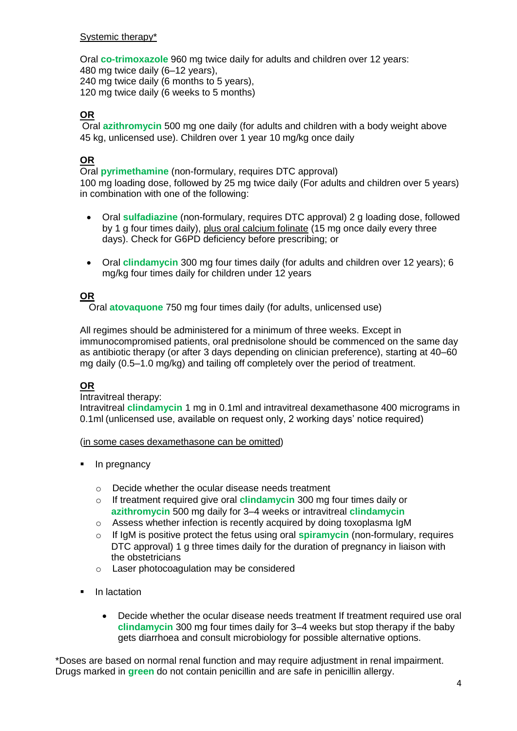Systemic therapy*

Oral **co-trimoxazole** 960 mg twice daily for adults and children over 12 years:
480 mg twice daily (6–12 years),
240 mg twice daily (6 months to 5 years),
120 mg twice daily (6 weeks to 5 months)

**OR**
Oral **azithromycin** 500 mg one daily (for adults and children with a body weight above 45 kg, unlicensed use). Children over 1 year 10 mg/kg once daily

**OR**
Oral **pyrimethamine** (non-formulary, requires DTC approval)
100 mg loading dose, followed by 25 mg twice daily (For adults and children over 5 years) in combination with one of the following:

- Oral **sulfadiazine** (non-formulary, requires DTC approval) 2 g loading dose, followed by 1 g four times daily), plus oral calcium folinate (15 mg once daily every three days). Check for G6PD deficiency before prescribing; or

- Oral **clindamycin** 300 mg four times daily (for adults and children over 12 years); 6 mg/kg four times daily for children under 12 years

**OR**
Oral **atovaquone** 750 mg four times daily (for adults, unlicensed use)

All regimes should be administered for a minimum of three weeks. Except in immunocompromised patients, oral prednisolone should be commenced on the same day as antibiotic therapy (or after 3 days depending on clinician preference), starting at 40–60 mg daily (0.5–1.0 mg/kg) and tailing off completely over the period of treatment.

**OR**
Intravitreal therapy:
Intravitreal **clindamycin** 1 mg in 0.1ml and intravitreal dexamethasone 400 micrograms in 0.1ml (unlicensed use, available on request only, 2 working days' notice required)

(in some cases dexamethasone can be omitted)

- In pregnancy
  - Decide whether the ocular disease needs treatment
  - If treatment required give oral **clindamycin** 300 mg four times daily or **azithromycin** 500 mg daily for 3–4 weeks or intravitreal **clindamycin**
  - Assess whether infection is recently acquired by doing toxoplasma IgM
  - If IgM is positive protect the fetus using oral **spiramycin** (non-formulary, requires DTC approval) 1 g three times daily for the duration of pregnancy in liaison with the obstetricians
  - Laser photocoagulation may be considered

- In lactation
  - Decide whether the ocular disease needs treatment If treatment required use oral **clindamycin** 300 mg four times daily for 3–4 weeks but stop therapy if the baby gets diarrhoea and consult microbiology for possible alternative options.

*Doses are based on normal renal function and may require adjustment in renal impairment. Drugs marked in **green** do not contain penicillin and are safe in penicillin allergy.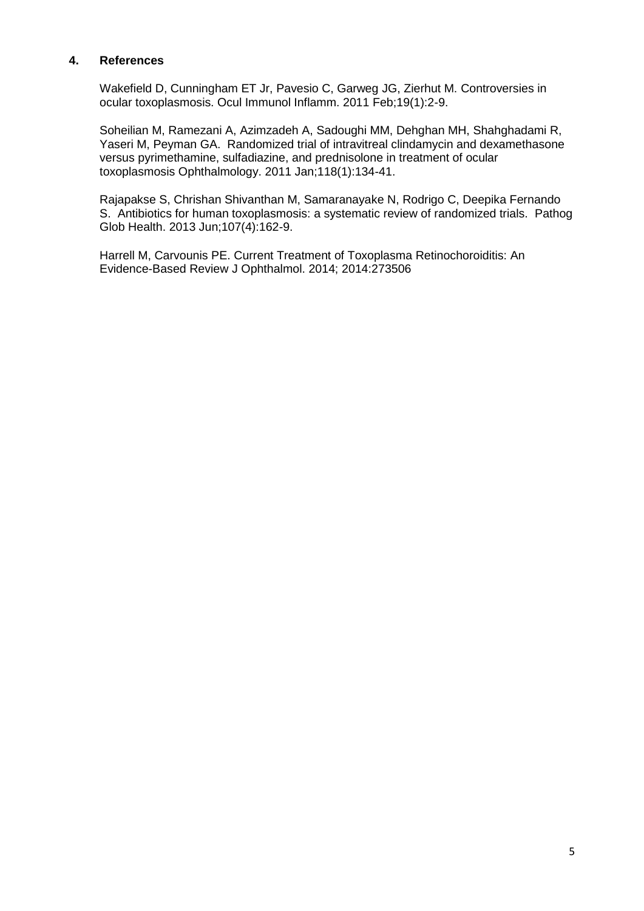## 4. References

Wakefield D, Cunningham ET Jr, Pavesio C, Garweg JG, Zierhut M. Controversies in ocular toxoplasmosis. Ocul Immunol Inflamm. 2011 Feb;19(1):2-9.

Soheilian M, Ramezani A, Azimzadeh A, Sadoughi MM, Dehghan MH, Shahghadami R, Yaseri M, Peyman GA. Randomized trial of intravitreal clindamycin and dexamethasone versus pyrimethamine, sulfadiazine, and prednisolone in treatment of ocular toxoplasmosis Ophthalmology. 2011 Jan;118(1):134-41.

Rajapakse S, Chrishan Shivanthan M, Samaranayake N, Rodrigo C, Deepika Fernando S. Antibiotics for human toxoplasmosis: a systematic review of randomized trials. Pathog Glob Health. 2013 Jun;107(4):162-9.

Harrell M, Carvounis PE. Current Treatment of Toxoplasma Retinochoroiditis: An Evidence-Based Review J Ophthalmol. 2014; 2014:273506